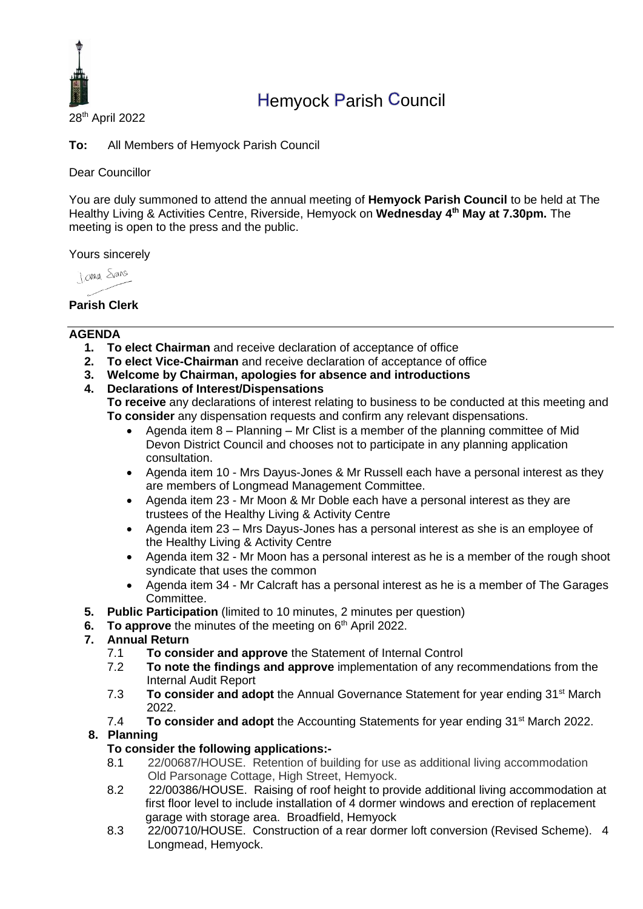# Hemyock Parish Council

28th April 2022

**To:** All Members of Hemyock Parish Council

Dear Councillor

You are duly summoned to attend the annual meeting of **Hemyock Parish Council** to be held at The Healthy Living & Activities Centre, Riverside, Hemyock on **Wednesday 4th May at 7.30pm.** The meeting is open to the press and the public.

Yours sincerely

Jenna Evans

**Parish Clerk**

---

## AGENDA

1. **To elect Chairman** and receive declaration of acceptance of office
2. **To elect Vice-Chairman** and receive declaration of acceptance of office
3. **Welcome by Chairman, apologies for absence and introductions**
4. **Declarations of Interest/Dispensations**
   **To receive** any declarations of interest relating to business to be conducted at this meeting and **To consider** any dispensation requests and confirm any relevant dispensations.
   - Agenda item 8 – Planning – Mr Clist is a member of the planning committee of Mid Devon District Council and chooses not to participate in any planning application consultation.
   - Agenda item 10 - Mrs Dayus-Jones & Mr Russell each have a personal interest as they are members of Longmead Management Committee.
   - Agenda item 23 - Mr Moon & Mr Doble each have a personal interest as they are trustees of the Healthy Living & Activity Centre
   - Agenda item 23 – Mrs Dayus-Jones has a personal interest as she is an employee of the Healthy Living & Activity Centre
   - Agenda item 32 - Mr Moon has a personal interest as he is a member of the rough shoot syndicate that uses the common
   - Agenda item 34 - Mr Calcraft has a personal interest as he is a member of The Garages Committee.
5. **Public Participation** (limited to 10 minutes, 2 minutes per question)
6. **To approve** the minutes of the meeting on 6th April 2022.
7. **Annual Return**
   - 7.1 **To consider and approve** the Statement of Internal Control
   - 7.2 **To note the findings and approve** implementation of any recommendations from the Internal Audit Report
   - 7.3 **To consider and adopt** the Annual Governance Statement for year ending 31st March 2022.
   - 7.4 **To consider and adopt** the Accounting Statements for year ending 31st March 2022.
8. **Planning**
   **To consider the following applications:-**
   - 8.1 22/00687/HOUSE. Retention of building for use as additional living accommodation Old Parsonage Cottage, High Street, Hemyock.
   - 8.2 22/00386/HOUSE. Raising of roof height to provide additional living accommodation at first floor level to include installation of 4 dormer windows and erection of replacement garage with storage area. Broadfield, Hemyock
   - 8.3 22/00710/HOUSE. Construction of a rear dormer loft conversion (Revised Scheme). 4 Longmead, Hemyock.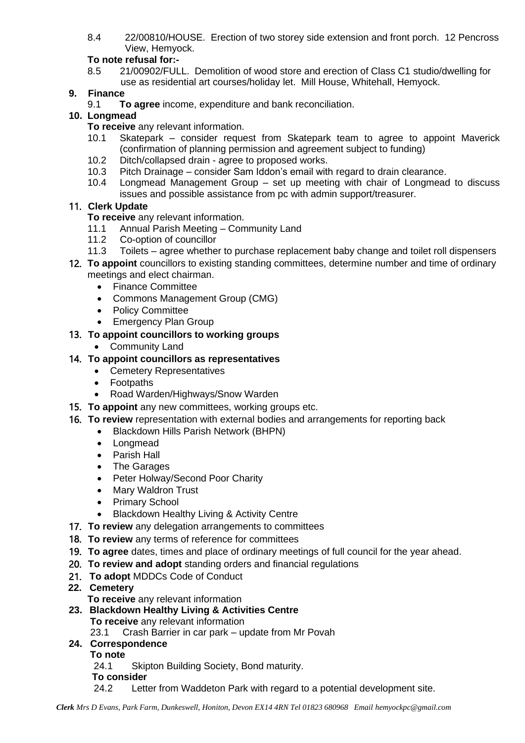8.4 22/00810/HOUSE. Erection of two storey side extension and front porch. 12 Pencross View, Hemyock.

**To note refusal for:-**

8.5 21/00902/FULL. Demolition of wood store and erection of Class C1 studio/dwelling for use as residential art courses/holiday let. Mill House, Whitehall, Hemyock.

**9. Finance**

9.1 **To agree** income, expenditure and bank reconciliation.

**10. Longmead**

**To receive** any relevant information.

10.1 Skatepark – consider request from Skatepark team to agree to appoint Maverick (confirmation of planning permission and agreement subject to funding)

10.2 Ditch/collapsed drain - agree to proposed works.

10.3 Pitch Drainage – consider Sam Iddon's email with regard to drain clearance.

10.4 Longmead Management Group – set up meeting with chair of Longmead to discuss issues and possible assistance from pc with admin support/treasurer.

**11. Clerk Update**

**To receive** any relevant information.

11.1 Annual Parish Meeting – Community Land

11.2 Co-option of councillor

11.3 Toilets – agree whether to purchase replacement baby change and toilet roll dispensers

**12. To appoint** councillors to existing standing committees, determine number and time of ordinary meetings and elect chairman.

- Finance Committee
- Commons Management Group (CMG)
- Policy Committee
- Emergency Plan Group

**13. To appoint councillors to working groups**

- Community Land

**14. To appoint councillors as representatives**

- Cemetery Representatives
- Footpaths
- Road Warden/Highways/Snow Warden

**15. To appoint** any new committees, working groups etc.

**16. To review** representation with external bodies and arrangements for reporting back

- Blackdown Hills Parish Network (BHPN)
- Longmead
- Parish Hall
- The Garages
- Peter Holway/Second Poor Charity
- Mary Waldron Trust
- Primary School
- Blackdown Healthy Living & Activity Centre

**17. To review** any delegation arrangements to committees

**18. To review** any terms of reference for committees

**19. To agree** dates, times and place of ordinary meetings of full council for the year ahead.

**20. To review and adopt** standing orders and financial regulations

**21. To adopt** MDDCs Code of Conduct

**22. Cemetery**

**To receive** any relevant information

**23. Blackdown Healthy Living & Activities Centre**

**To receive** any relevant information

23.1 Crash Barrier in car park – update from Mr Povah

**24. Correspondence**

**To note**

24.1 Skipton Building Society, Bond maturity.

**To consider**

24.2 Letter from Waddeton Park with regard to a potential development site.

***Clerk*** *Mrs D Evans, Park Farm, Dunkeswell, Honiton, Devon EX14 4RN Tel 01823 680968 Email hemyockpc@gmail.com*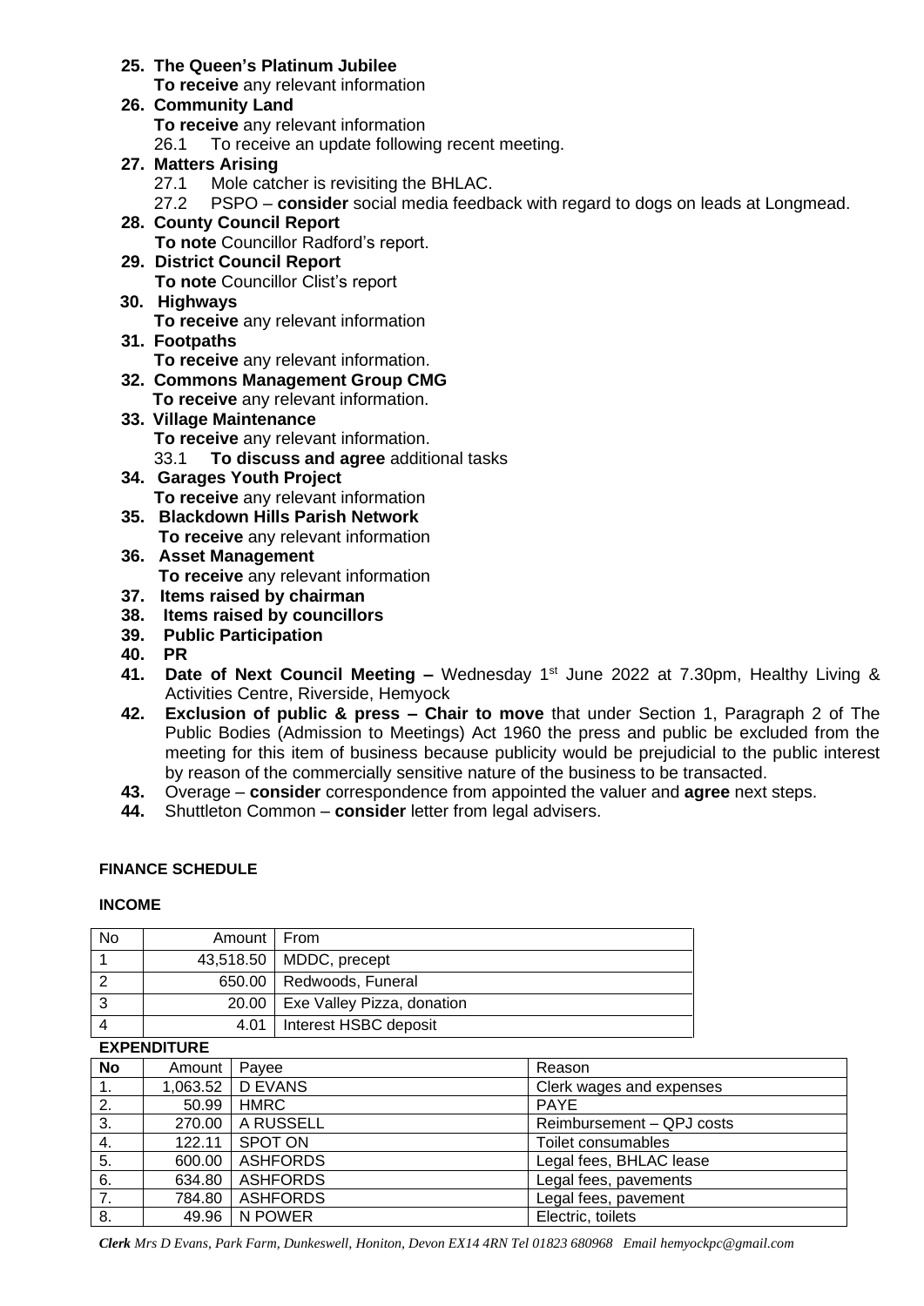25. **The Queen's Platinum Jubilee**
    **To receive** any relevant information
26. **Community Land**
    **To receive** any relevant information
    26.1 To receive an update following recent meeting.
27. **Matters Arising**
    27.1 Mole catcher is revisiting the BHLAC.
    27.2 PSPO – **consider** social media feedback with regard to dogs on leads at Longmead.
28. **County Council Report**
    **To note** Councillor Radford's report.
29. **District Council Report**
    **To note** Councillor Clist's report
30. **Highways**
    **To receive** any relevant information
31. **Footpaths**
    **To receive** any relevant information.
32. **Commons Management Group CMG**
    **To receive** any relevant information.
33. **Village Maintenance**
    **To receive** any relevant information.
    33.1 **To discuss and agree** additional tasks
34. **Garages Youth Project**
    **To receive** any relevant information
35. **Blackdown Hills Parish Network**
    **To receive** any relevant information
36. **Asset Management**
    **To receive** any relevant information
37. **Items raised by chairman**
38. **Items raised by councillors**
39. **Public Participation**
40. **PR**
41. **Date of Next Council Meeting –** Wednesday 1st June 2022 at 7.30pm, Healthy Living & Activities Centre, Riverside, Hemyock
42. **Exclusion of public & press – Chair to move** that under Section 1, Paragraph 2 of The Public Bodies (Admission to Meetings) Act 1960 the press and public be excluded from the meeting for this item of business because publicity would be prejudicial to the public interest by reason of the commercially sensitive nature of the business to be transacted.
43. Overage – **consider** correspondence from appointed the valuer and **agree** next steps.
44. Shuttleton Common – **consider** letter from legal advisers.

**FINANCE SCHEDULE**

**INCOME**

| No | Amount | From |
|---|---|---|
| 1 | 43,518.50 | MDDC, precept |
| 2 | 650.00 | Redwoods, Funeral |
| 3 | 20.00 | Exe Valley Pizza, donation |
| 4 | 4.01 | Interest HSBC deposit |

**EXPENDITURE**

| No | Amount | Payee | Reason |
|---|---|---|---|
| 1. | 1,063.52 | D EVANS | Clerk wages and expenses |
| 2. | 50.99 | HMRC | PAYE |
| 3. | 270.00 | A RUSSELL | Reimbursement – QPJ costs |
| 4. | 122.11 | SPOT ON | Toilet consumables |
| 5. | 600.00 | ASHFORDS | Legal fees, BHLAC lease |
| 6. | 634.80 | ASHFORDS | Legal fees, pavements |
| 7. | 784.80 | ASHFORDS | Legal fees, pavement |
| 8. | 49.96 | N POWER | Electric, toilets |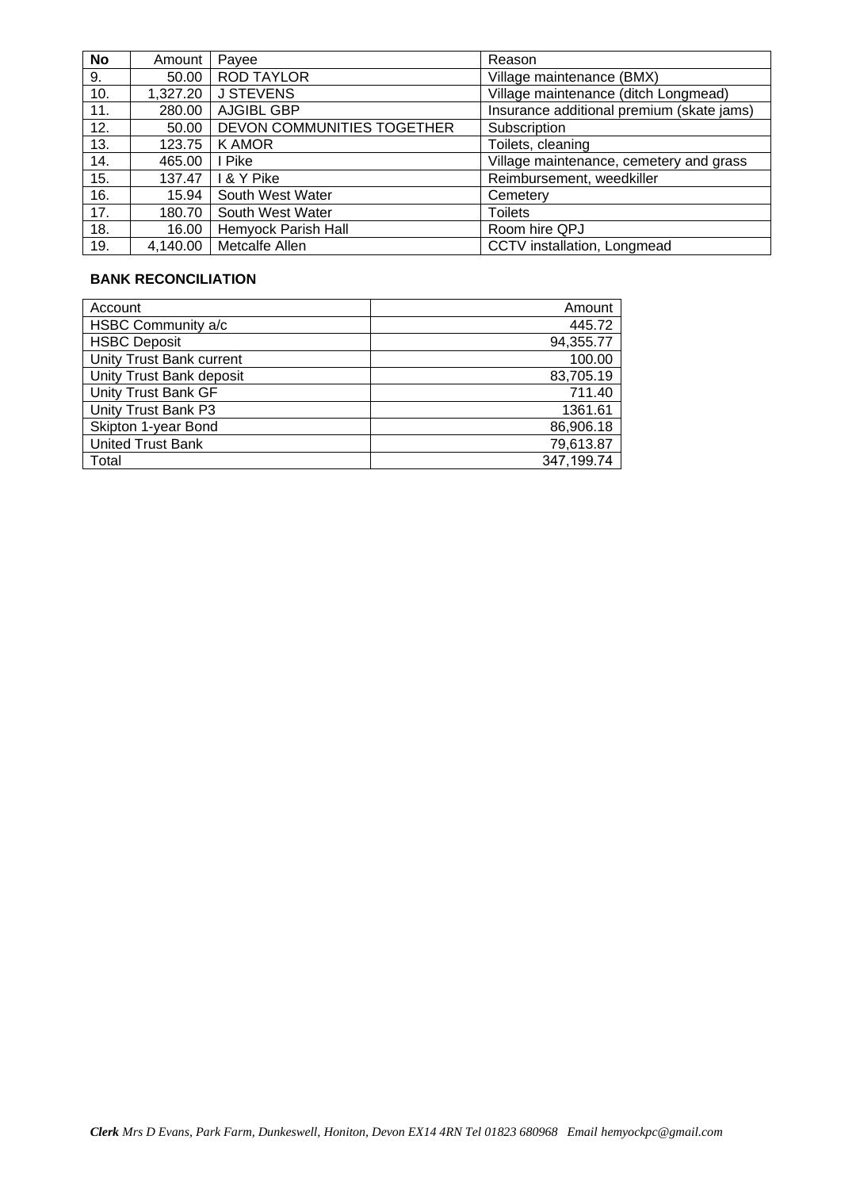| No | Amount | Payee | Reason |
|---|---|---|---|
| 9. | 50.00 | ROD TAYLOR | Village maintenance (BMX) |
| 10. | 1,327.20 | J STEVENS | Village maintenance (ditch Longmead) |
| 11. | 280.00 | AJGIBL GBP | Insurance additional premium (skate jams) |
| 12. | 50.00 | DEVON COMMUNITIES TOGETHER | Subscription |
| 13. | 123.75 | K AMOR | Toilets, cleaning |
| 14. | 465.00 | I Pike | Village maintenance, cemetery and grass |
| 15. | 137.47 | I & Y Pike | Reimbursement, weedkiller |
| 16. | 15.94 | South West Water | Cemetery |
| 17. | 180.70 | South West Water | Toilets |
| 18. | 16.00 | Hemyock Parish Hall | Room hire QPJ |
| 19. | 4,140.00 | Metcalfe Allen | CCTV installation, Longmead |

**BANK RECONCILIATION**

| Account | Amount |
|---|---|
| HSBC Community a/c | 445.72 |
| HSBC Deposit | 94,355.77 |
| Unity Trust Bank current | 100.00 |
| Unity Trust Bank deposit | 83,705.19 |
| Unity Trust Bank GF | 711.40 |
| Unity Trust Bank P3 | 1361.61 |
| Skipton 1-year Bond | 86,906.18 |
| United Trust Bank | 79,613.87 |
| Total | 347,199.74 |

***Clerk*** *Mrs D Evans, Park Farm, Dunkeswell, Honiton, Devon EX14 4RN Tel 01823 680968 Email hemyockpc@gmail.com*